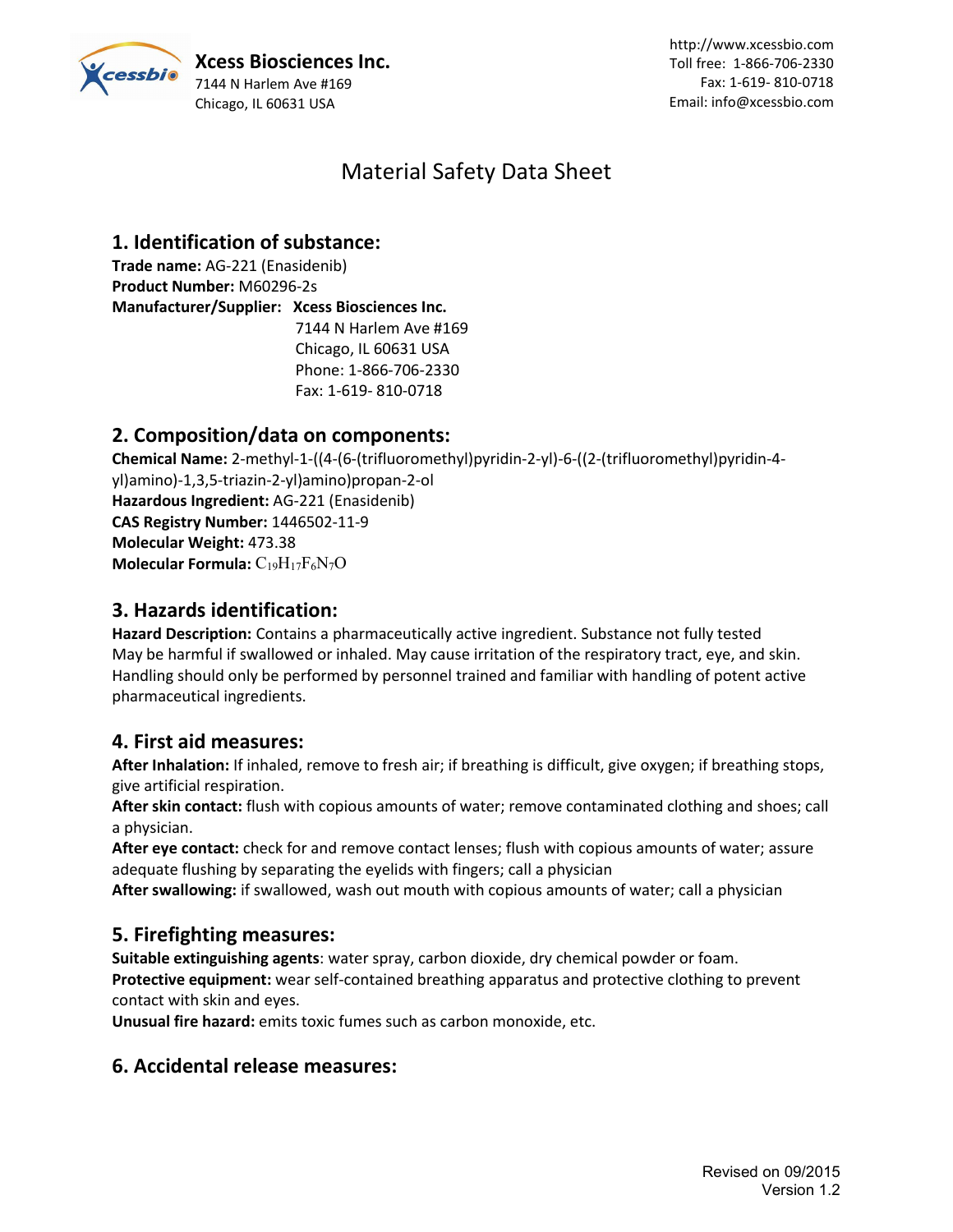**Xcess Biosciences Inc.**
7144 N Harlem Ave #169
Chicago, IL 60631 USA

http://www.xcessbio.com
Toll free: 1-866-706-2330
Fax: 1-619- 810-0718
Email: info@xcessbio.com

# Material Safety Data Sheet

## 1. Identification of substance:

**Trade name:** AG-221 (Enasidenib)
**Product Number:** M60296-2s
**Manufacturer/Supplier:** **Xcess Biosciences Inc.**
7144 N Harlem Ave #169
Chicago, IL 60631 USA
Phone: 1-866-706-2330
Fax: 1-619- 810-0718

## 2. Composition/data on components:

**Chemical Name:** 2-methyl-1-((4-(6-(trifluoromethyl)pyridin-2-yl)-6-((2-(trifluoromethyl)pyridin-4-yl)amino)-1,3,5-triazin-2-yl)amino)propan-2-ol
**Hazardous Ingredient:** AG-221 (Enasidenib)
**CAS Registry Number:** 1446502-11-9
**Molecular Weight:** 473.38
**Molecular Formula:** $C_{19}H_{17}F_6N_7O$

## 3. Hazards identification:

**Hazard Description:** Contains a pharmaceutically active ingredient. Substance not fully tested
May be harmful if swallowed or inhaled. May cause irritation of the respiratory tract, eye, and skin. Handling should only be performed by personnel trained and familiar with handling of potent active pharmaceutical ingredients.

## 4. First aid measures:

**After Inhalation:** If inhaled, remove to fresh air; if breathing is difficult, give oxygen; if breathing stops, give artificial respiration.
**After skin contact:** flush with copious amounts of water; remove contaminated clothing and shoes; call a physician.
**After eye contact:** check for and remove contact lenses; flush with copious amounts of water; assure adequate flushing by separating the eyelids with fingers; call a physician
**After swallowing:** if swallowed, wash out mouth with copious amounts of water; call a physician

## 5. Firefighting measures:

**Suitable extinguishing agents**: water spray, carbon dioxide, dry chemical powder or foam.
**Protective equipment:** wear self-contained breathing apparatus and protective clothing to prevent contact with skin and eyes.
**Unusual fire hazard:** emits toxic fumes such as carbon monoxide, etc.

## 6. Accidental release measures:

Revised on 09/2015
Version 1.2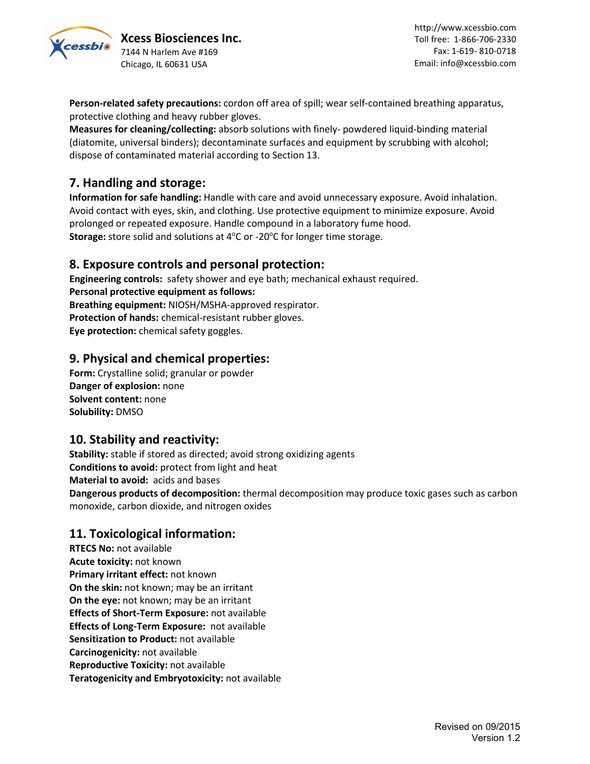**Person-related safety precautions:** cordon off area of spill; wear self-contained breathing apparatus, protective clothing and heavy rubber gloves.
**Measures for cleaning/collecting:** absorb solutions with finely- powdered liquid-binding material (diatomite, universal binders); decontaminate surfaces and equipment by scrubbing with alcohol; dispose of contaminated material according to Section 13.

## 7. Handling and storage:

**Information for safe handling:** Handle with care and avoid unnecessary exposure. Avoid inhalation. Avoid contact with eyes, skin, and clothing. Use protective equipment to minimize exposure. Avoid prolonged or repeated exposure. Handle compound in a laboratory fume hood.
**Storage:** store solid and solutions at 4°C or -20°C for longer time storage.

## 8. Exposure controls and personal protection:

**Engineering controls:** safety shower and eye bath; mechanical exhaust required.
**Personal protective equipment as follows:**
**Breathing equipment:** NIOSH/MSHA-approved respirator.
**Protection of hands:** chemical-resistant rubber gloves.
**Eye protection:** chemical safety goggles.

## 9. Physical and chemical properties:

**Form:** Crystalline solid; granular or powder
**Danger of explosion:** none
**Solvent content:** none
**Solubility:** DMSO

## 10. Stability and reactivity:

**Stability:** stable if stored as directed; avoid strong oxidizing agents
**Conditions to avoid:** protect from light and heat
**Material to avoid:** acids and bases
**Dangerous products of decomposition:** thermal decomposition may produce toxic gases such as carbon monoxide, carbon dioxide, and nitrogen oxides

## 11. Toxicological information:

**RTECS No:** not available
**Acute toxicity:** not known
**Primary irritant effect:** not known
**On the skin:** not known; may be an irritant
**On the eye:** not known; may be an irritant
**Effects of Short-Term Exposure:** not available
**Effects of Long-Term Exposure:** not available
**Sensitization to Product:** not available
**Carcinogenicity:** not available
**Reproductive Toxicity:** not available
**Teratogenicity and Embryotoxicity:** not available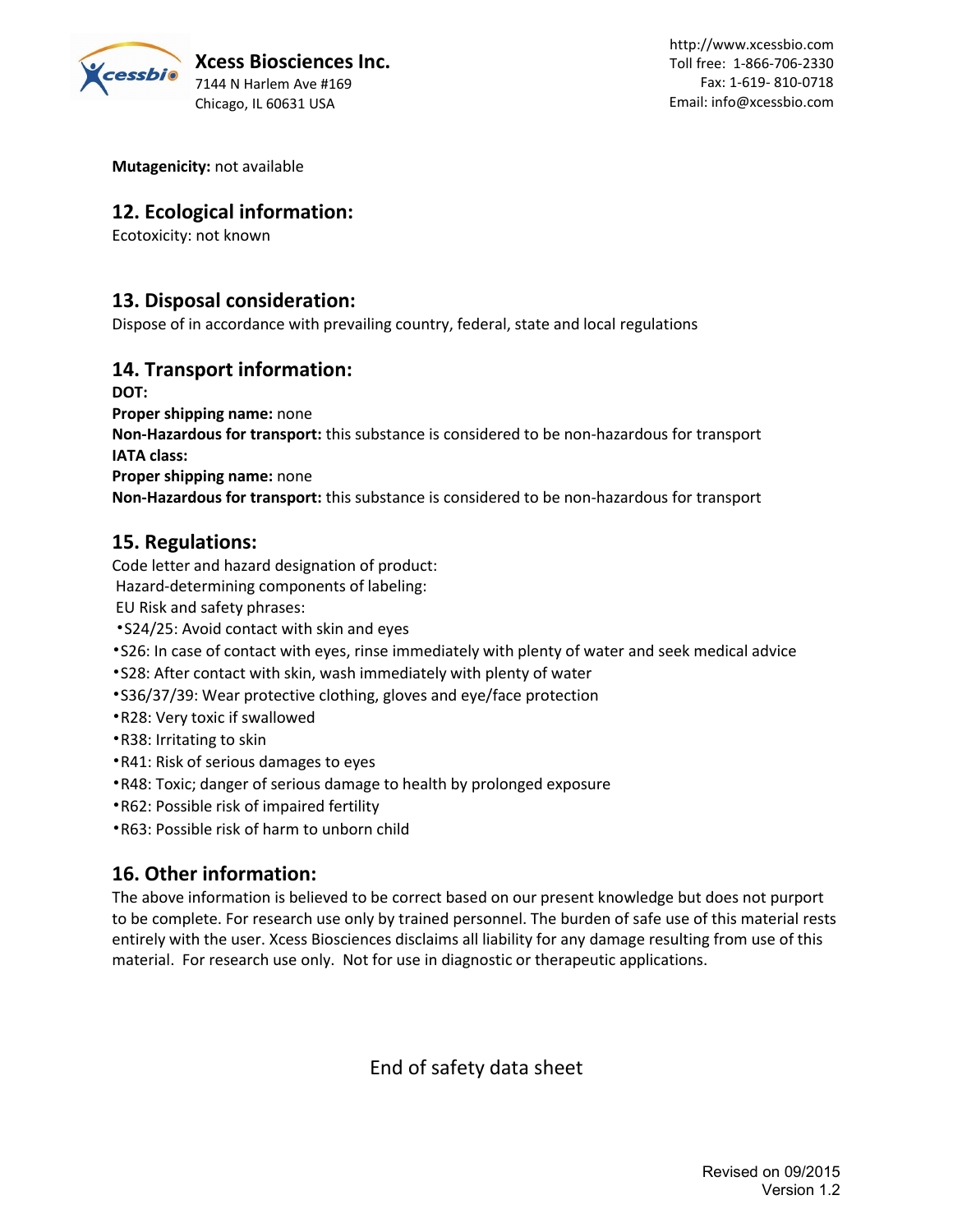**Mutagenicity:** not available

## 12. Ecological information:

Ecotoxicity: not known

## 13. Disposal consideration:

Dispose of in accordance with prevailing country, federal, state and local regulations

## 14. Transport information:

**DOT:**
**Proper shipping name:** none
**Non-Hazardous for transport:** this substance is considered to be non-hazardous for transport
**IATA class:**
**Proper shipping name:** none
**Non-Hazardous for transport:** this substance is considered to be non-hazardous for transport

## 15. Regulations:

Code letter and hazard designation of product:
Hazard-determining components of labeling:
EU Risk and safety phrases:

- S24/25: Avoid contact with skin and eyes
- S26: In case of contact with eyes, rinse immediately with plenty of water and seek medical advice
- S28: After contact with skin, wash immediately with plenty of water
- S36/37/39: Wear protective clothing, gloves and eye/face protection
- R28: Very toxic if swallowed
- R38: Irritating to skin
- R41: Risk of serious damages to eyes
- R48: Toxic; danger of serious damage to health by prolonged exposure
- R62: Possible risk of impaired fertility
- R63: Possible risk of harm to unborn child

## 16. Other information:

The above information is believed to be correct based on our present knowledge but does not purport to be complete. For research use only by trained personnel. The burden of safe use of this material rests entirely with the user. Xcess Biosciences disclaims all liability for any damage resulting from use of this material. For research use only. Not for use in diagnostic or therapeutic applications.

End of safety data sheet

Revised on 09/2015
Version 1.2